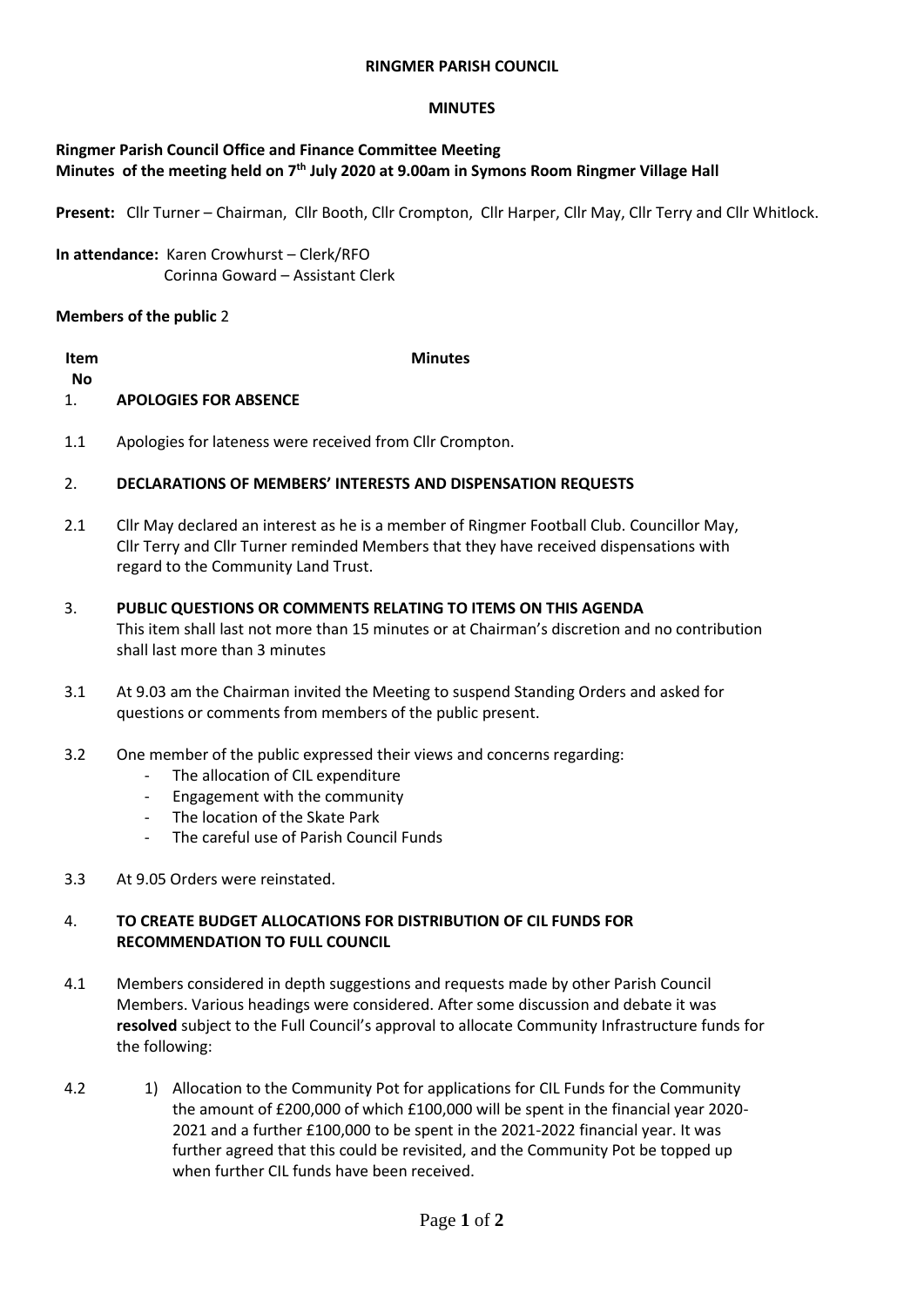**RINGMER PARISH COUNCIL**

**MINUTES**

**Ringmer Parish Council Office and Finance Committee Meeting**
**Minutes of the meeting held on 7th July 2020 at 9.00am in Symons Room Ringmer Village Hall**

**Present:** Cllr Turner – Chairman, Cllr Booth, Cllr Crompton, Cllr Harper, Cllr May, Cllr Terry and Cllr Whitlock.

**In attendance:** Karen Crowhurst – Clerk/RFO
Corinna Goward – Assistant Clerk

**Members of the public** 2

| Item No | Minutes |
|---|---|
| 1. | **APOLOGIES FOR ABSENCE** |
| 1.1 | Apologies for lateness were received from Cllr Crompton. |
| 2. | **DECLARATIONS OF MEMBERS' INTERESTS AND DISPENSATION REQUESTS** |
| 2.1 | Cllr May declared an interest as he is a member of Ringmer Football Club. Councillor May, Cllr Terry and Cllr Turner reminded Members that they have received dispensations with regard to the Community Land Trust. |
| 3. | **PUBLIC QUESTIONS OR COMMENTS RELATING TO ITEMS ON THIS AGENDA** This item shall last not more than 15 minutes or at Chairman's discretion and no contribution shall last more than 3 minutes |
| 3.1 | At 9.03 am the Chairman invited the Meeting to suspend Standing Orders and asked for questions or comments from members of the public present. |
| 3.2 | One member of the public expressed their views and concerns regarding:<br>- The allocation of CIL expenditure<br>- Engagement with the community<br>- The location of the Skate Park<br>- The careful use of Parish Council Funds |
| 3.3 | At 9.05 Orders were reinstated. |
| 4. | **TO CREATE BUDGET ALLOCATIONS FOR DISTRIBUTION OF CIL FUNDS FOR RECOMMENDATION TO FULL COUNCIL** |
| 4.1 | Members considered in depth suggestions and requests made by other Parish Council Members. Various headings were considered. After some discussion and debate it was **resolved** subject to the Full Council's approval to allocate Community Infrastructure funds for the following: |
| 4.2 | 1) Allocation to the Community Pot for applications for CIL Funds for the Community the amount of £200,000 of which £100,000 will be spent in the financial year 2020-2021 and a further £100,000 to be spent in the 2021-2022 financial year. It was further agreed that this could be revisited, and the Community Pot be topped up when further CIL funds have been received. |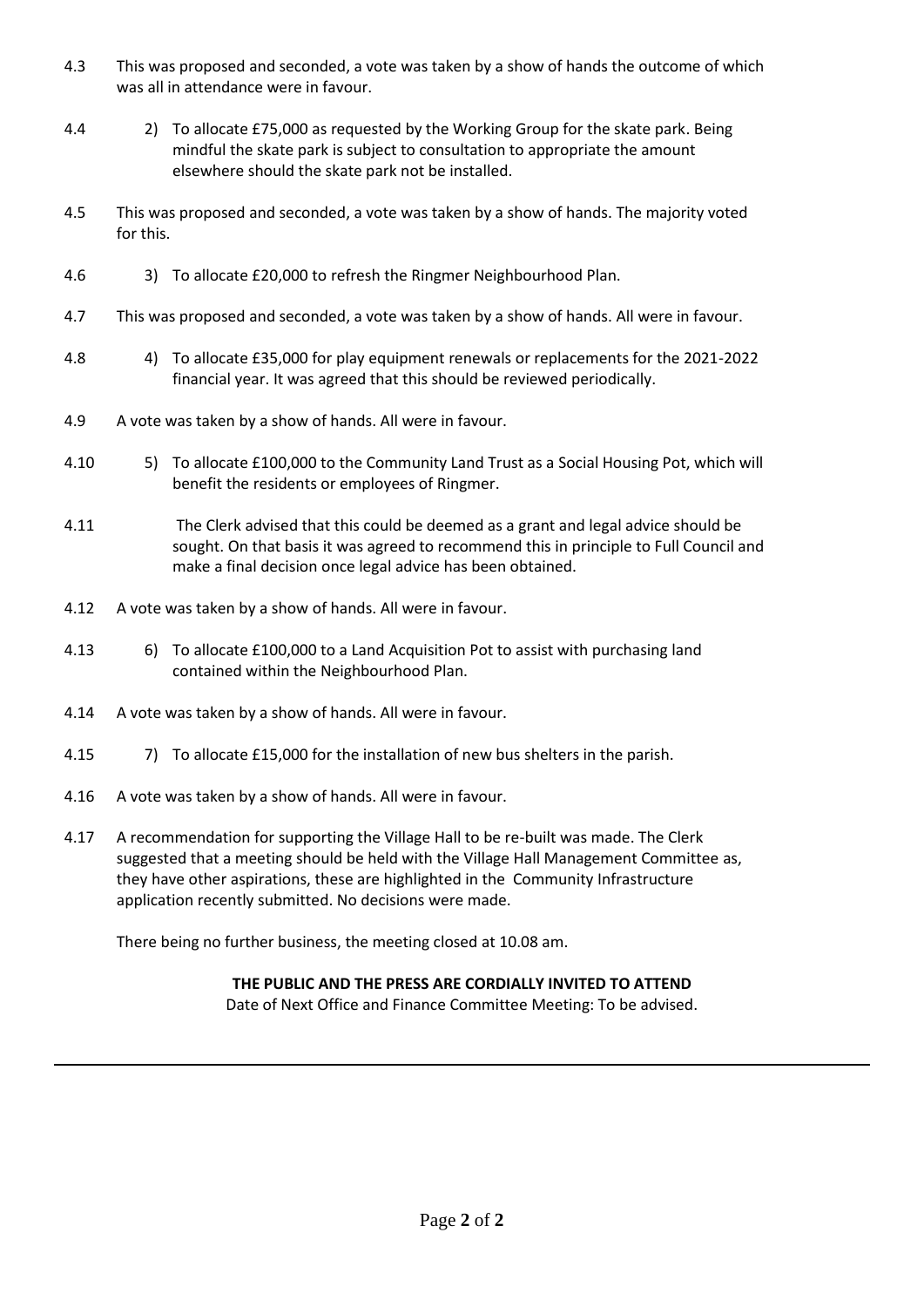4.3 This was proposed and seconded, a vote was taken by a show of hands the outcome of which was all in attendance were in favour.

4.4 2) To allocate £75,000 as requested by the Working Group for the skate park. Being mindful the skate park is subject to consultation to appropriate the amount elsewhere should the skate park not be installed.

4.5 This was proposed and seconded, a vote was taken by a show of hands. The majority voted for this.

4.6 3) To allocate £20,000 to refresh the Ringmer Neighbourhood Plan.

4.7 This was proposed and seconded, a vote was taken by a show of hands. All were in favour.

4.8 4) To allocate £35,000 for play equipment renewals or replacements for the 2021-2022 financial year. It was agreed that this should be reviewed periodically.

4.9 A vote was taken by a show of hands. All were in favour.

4.10 5) To allocate £100,000 to the Community Land Trust as a Social Housing Pot, which will benefit the residents or employees of Ringmer.

4.11 The Clerk advised that this could be deemed as a grant and legal advice should be sought. On that basis it was agreed to recommend this in principle to Full Council and make a final decision once legal advice has been obtained.

4.12 A vote was taken by a show of hands. All were in favour.

4.13 6) To allocate £100,000 to a Land Acquisition Pot to assist with purchasing land contained within the Neighbourhood Plan.

4.14 A vote was taken by a show of hands. All were in favour.

4.15 7) To allocate £15,000 for the installation of new bus shelters in the parish.

4.16 A vote was taken by a show of hands. All were in favour.

4.17 A recommendation for supporting the Village Hall to be re-built was made. The Clerk suggested that a meeting should be held with the Village Hall Management Committee as, they have other aspirations, these are highlighted in the Community Infrastructure application recently submitted. No decisions were made.

There being no further business, the meeting closed at 10.08 am.

**THE PUBLIC AND THE PRESS ARE CORDIALLY INVITED TO ATTEND**

Date of Next Office and Finance Committee Meeting: To be advised.